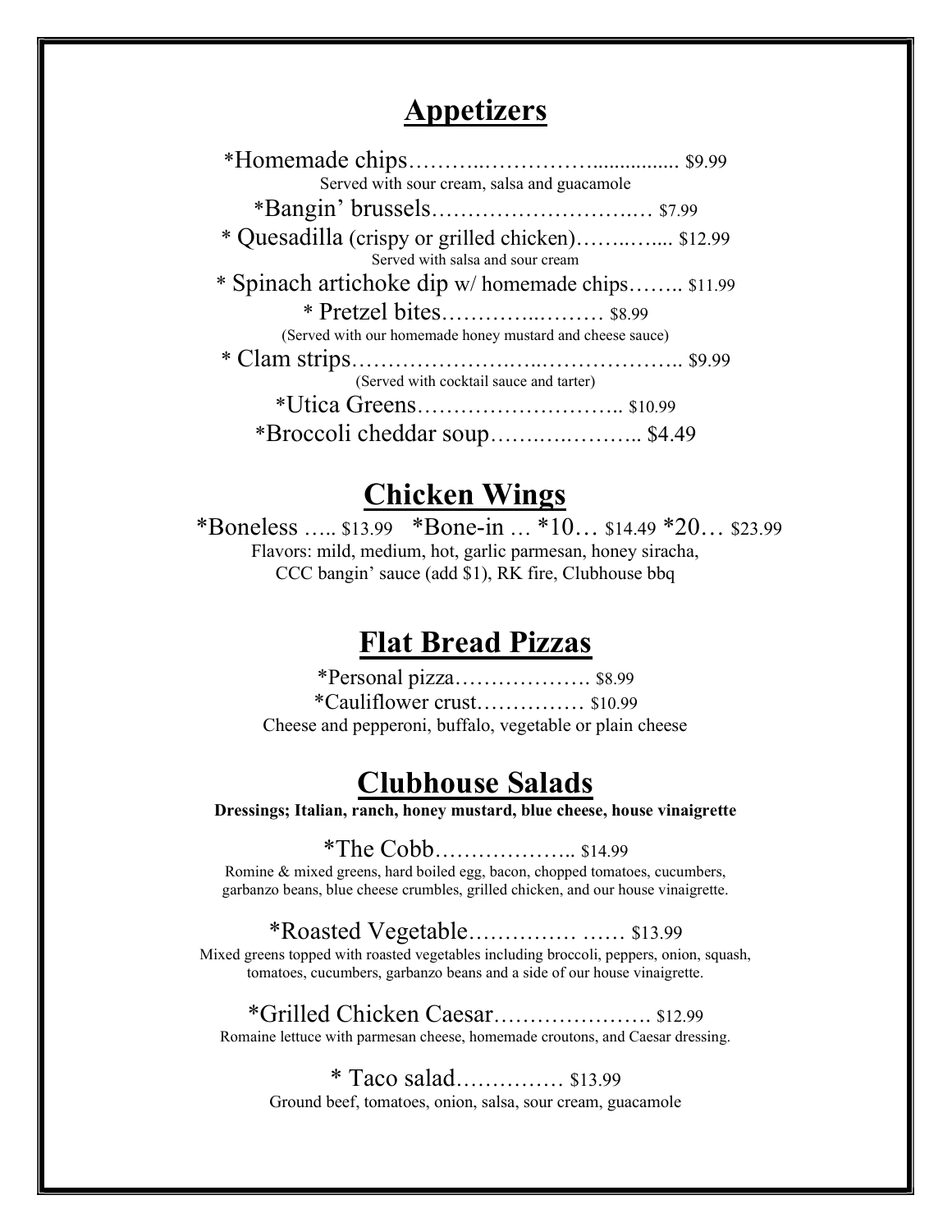## Appetizers

*Homemade chips………..……………................ $9.99
Served with sour cream, salsa and guacamole

*Bangin' brussels……………………….… $7.99

* Quesadilla (crispy or grilled chicken)……..….... $12.99
Served with salsa and sour cream

* Spinach artichoke dip w/ homemade chips…….. $11.99

* Pretzel bites…………..……… $8.99
(Served with our homemade honey mustard and cheese sauce)

* Clam strips………………….…..……………….. $9.99
(Served with cocktail sauce and tarter)

*Utica Greens……………………….. $10.99

*Broccoli cheddar soup…….…..……….. $4.49

## Chicken Wings

*Boneless ….. $13.99 *Bone-in … *10… $14.49 *20… $23.99
Flavors: mild, medium, hot, garlic parmesan, honey siracha,
CCC bangin' sauce (add $1), RK fire, Clubhouse bbq

## Flat Bread Pizzas

*Personal pizza………………. $8.99
*Cauliflower crust…………… $10.99
Cheese and pepperoni, buffalo, vegetable or plain cheese

## Clubhouse Salads

**Dressings; Italian, ranch, honey mustard, blue cheese, house vinaigrette**

*The Cobb……………….. $14.99
Romine & mixed greens, hard boiled egg, bacon, chopped tomatoes, cucumbers, garbanzo beans, blue cheese crumbles, grilled chicken, and our house vinaigrette.

*Roasted Vegetable…………… …… $13.99
Mixed greens topped with roasted vegetables including broccoli, peppers, onion, squash, tomatoes, cucumbers, garbanzo beans and a side of our house vinaigrette.

*Grilled Chicken Caesar…………………. $12.99
Romaine lettuce with parmesan cheese, homemade croutons, and Caesar dressing.

* Taco salad…………… $13.99
Ground beef, tomatoes, onion, salsa, sour cream, guacamole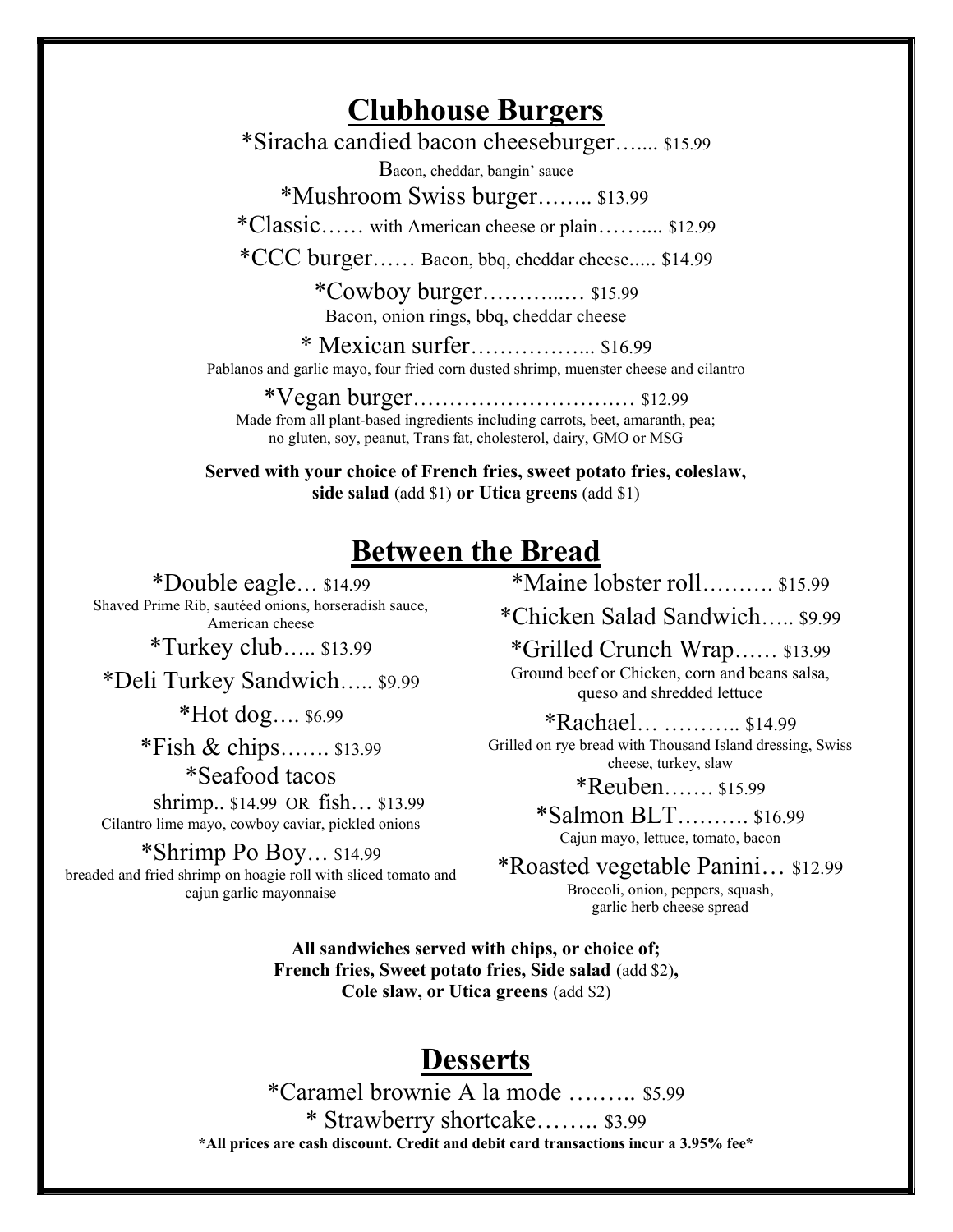## Clubhouse Burgers

*Siracha candied bacon cheeseburger…..... $15.99

Bacon, cheddar, bangin' sauce

*Mushroom Swiss burger…….. $13.99

*Classic…… with American cheese or plain…….... $12.99

*CCC burger…… Bacon, bbq, cheddar cheese..... $14.99

*Cowboy burger………..… $15.99

Bacon, onion rings, bbq, cheddar cheese

* Mexican surfer……………... $16.99

Pablanos and garlic mayo, four fried corn dusted shrimp, muenster cheese and cilantro

*Vegan burger……………………….… $12.99

Made from all plant-based ingredients including carrots, beet, amaranth, pea; no gluten, soy, peanut, Trans fat, cholesterol, dairy, GMO or MSG

**Served with your choice of French fries, sweet potato fries, coleslaw, side salad** (add $1) **or Utica greens** (add $1)

## Between the Bread

*Double eagle… $14.99

Shaved Prime Rib, sautéed onions, horseradish sauce, American cheese

*Turkey club….. $13.99

*Deli Turkey Sandwich….. $9.99

*Hot dog…. $6.99

*Fish & chips……. $13.99

*Seafood tacos

shrimp.. $14.99 OR fish… $13.99

Cilantro lime mayo, cowboy caviar, pickled onions

*Shrimp Po Boy… $14.99

breaded and fried shrimp on hoagie roll with sliced tomato and cajun garlic mayonnaise

*Maine lobster roll………. $15.99

*Chicken Salad Sandwich….. $9.99

*Grilled Crunch Wrap…… $13.99

Ground beef or Chicken, corn and beans salsa, queso and shredded lettuce

*Rachael… ……….. $14.99

Grilled on rye bread with Thousand Island dressing, Swiss cheese, turkey, slaw

*Reuben……. $15.99

*Salmon BLT………. $16.99

Cajun mayo, lettuce, tomato, bacon

*Roasted vegetable Panini… $12.99

Broccoli, onion, peppers, squash, garlic herb cheese spread

**All sandwiches served with chips, or choice of; French fries, Sweet potato fries, Side salad** (add $2)**, Cole slaw, or Utica greens** (add $2)

## Desserts

*Caramel brownie A la mode ….….. $5.99

* Strawberry shortcake…….. $3.99

***All prices are cash discount. Credit and debit card transactions incur a 3.95% fee***